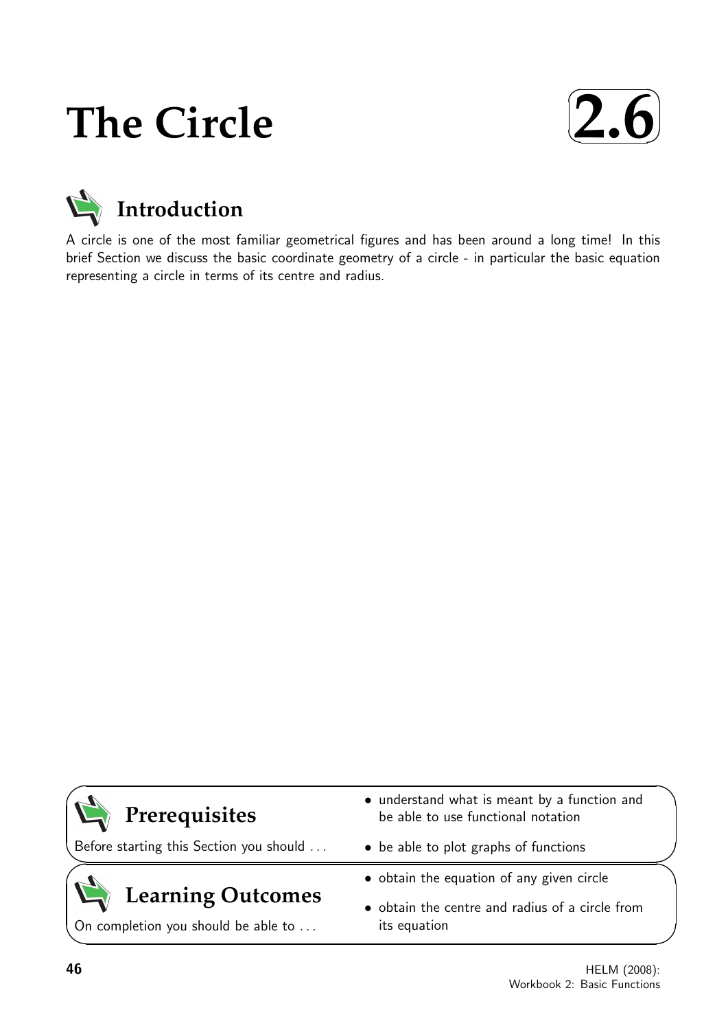# The Circle

**2.6**

## Introduction

A circle is one of the most familiar geometrical figures and has been around a long time! In this brief Section we discuss the basic coordinate geometry of a circle - in particular the basic equation representing a circle in terms of its centre and radius.

## Prerequisites

Before starting this Section you should ...

- understand what is meant by a function and be able to use functional notation
- be able to plot graphs of functions

## Learning Outcomes

On completion you should be able to ...

- obtain the equation of any given circle
- obtain the centre and radius of a circle from its equation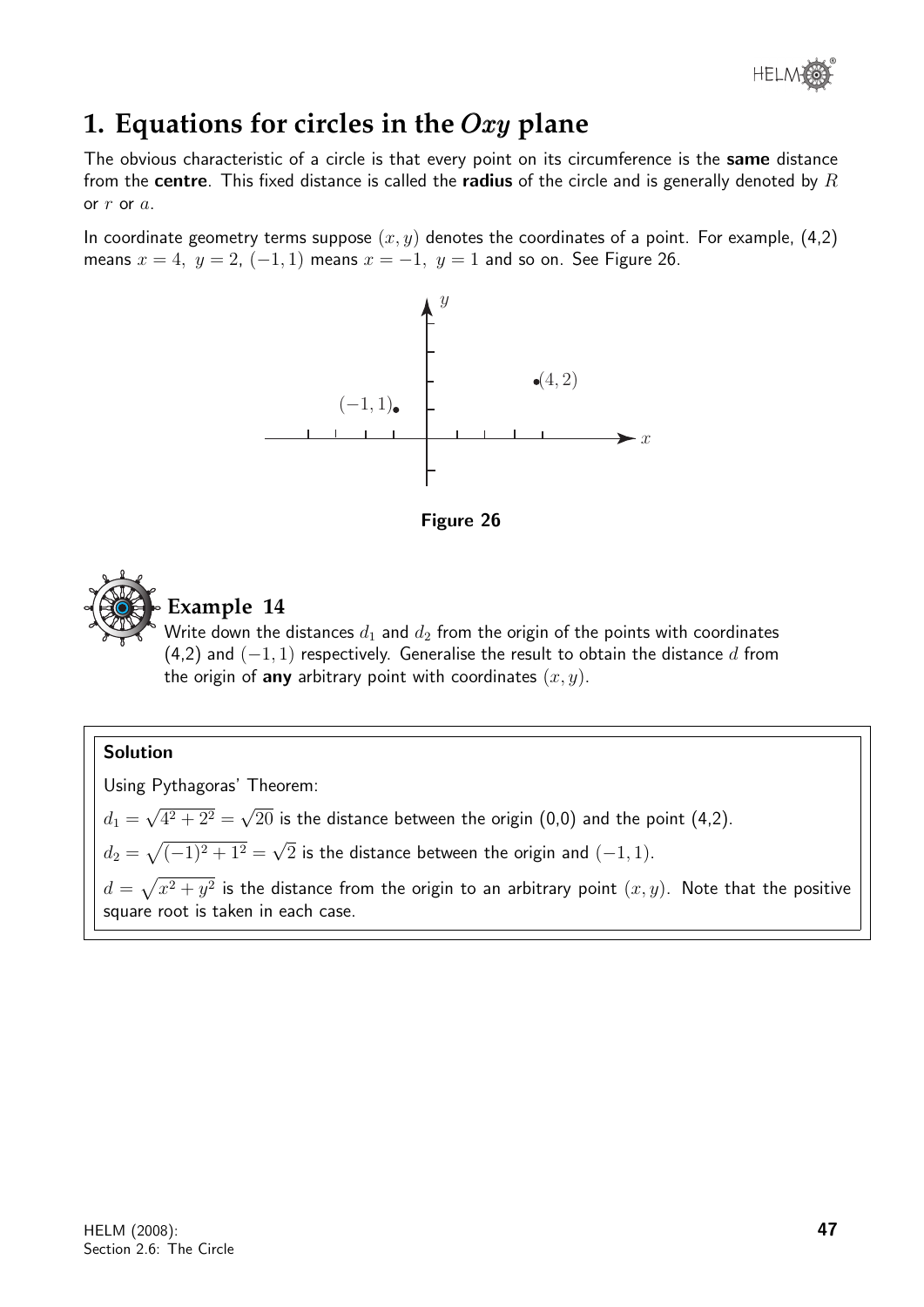## 1. Equations for circles in the $Oxy$ plane

The obvious characteristic of a circle is that every point on its circumference is the **same** distance from the **centre**. This fixed distance is called the **radius** of the circle and is generally denoted by $R$ or $r$ or $a$.

In coordinate geometry terms suppose $(x, y)$ denotes the coordinates of a point. For example, (4,2) means $x = 4,\ y = 2$, $(-1, 1)$ means $x = -1,\ y = 1$ and so on. See Figure 26.

**Figure 26**

### Example 14

Write down the distances $d_1$ and $d_2$ from the origin of the points with coordinates (4,2) and $(-1, 1)$ respectively. Generalise the result to obtain the distance $d$ from the origin of **any** arbitrary point with coordinates $(x, y)$.

**Solution**

Using Pythagoras' Theorem:

$d_1 = \sqrt{4^2 + 2^2} = \sqrt{20}$ is the distance between the origin (0,0) and the point (4,2).

$d_2 = \sqrt{(-1)^2 + 1^2} = \sqrt{2}$ is the distance between the origin and $(-1, 1)$.

$d = \sqrt{x^2 + y^2}$ is the distance from the origin to an arbitrary point $(x, y)$. Note that the positive square root is taken in each case.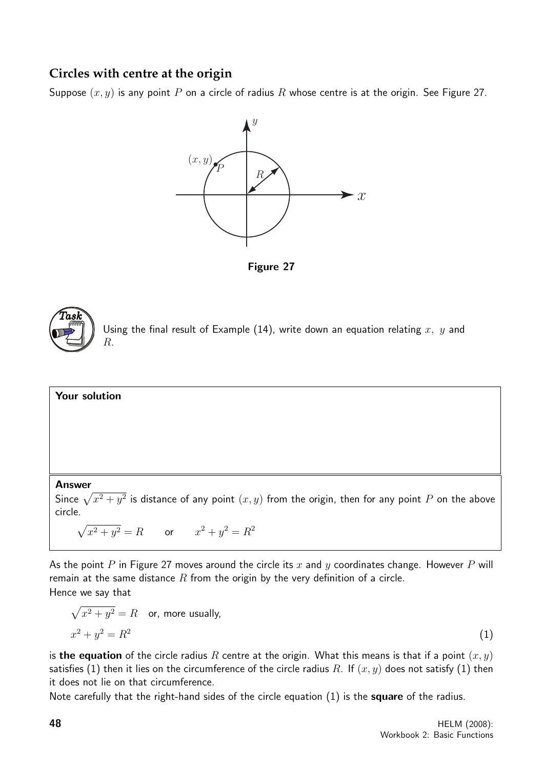## Circles with centre at the origin

Suppose $(x, y)$ is any point $P$ on a circle of radius $R$ whose centre is at the origin. See Figure 27.

**Figure 27**

**Task**

Using the final result of Example (14), write down an equation relating $x$, $y$ and $R$.

**Your solution**

**Answer**

Since $\sqrt{x^2 + y^2}$ is distance of any point $(x, y)$ from the origin, then for any point $P$ on the above circle.

$$\sqrt{x^2 + y^2} = R \qquad \text{or} \qquad x^2 + y^2 = R^2$$

As the point $P$ in Figure 27 moves around the circle its $x$ and $y$ coordinates change. However $P$ will remain at the same distance $R$ from the origin by the very definition of a circle.
Hence we say that

$\sqrt{x^2 + y^2} = R$ or, more usually,

$$x^2 + y^2 = R^2 \qquad (1)$$

is **the equation** of the circle radius $R$ centre at the origin. What this means is that if a point $(x, y)$ satisfies (1) then it lies on the circumference of the circle radius $R$. If $(x, y)$ does not satisfy (1) then it does not lie on that circumference.
Note carefully that the right-hand sides of the circle equation (1) is the **square** of the radius.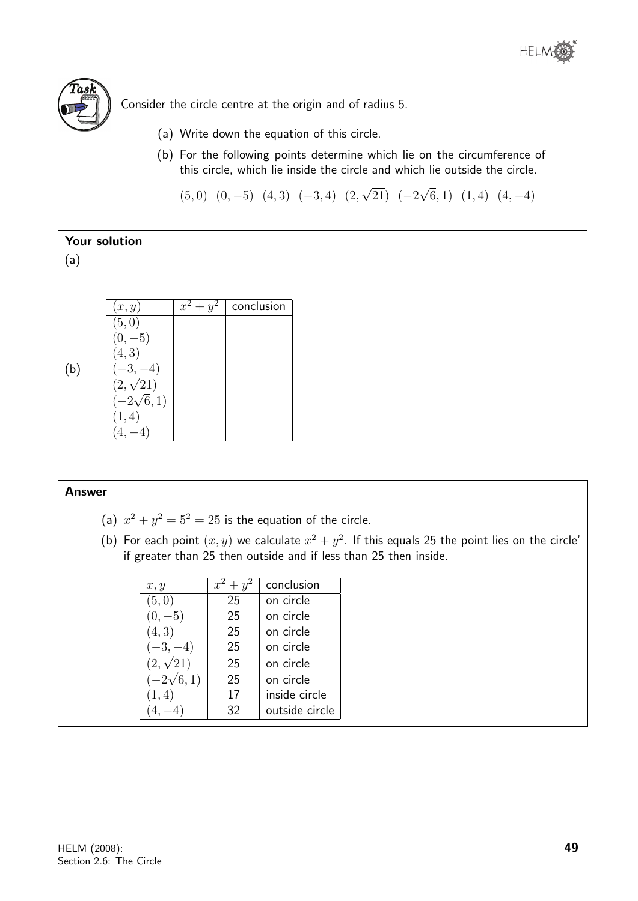**Task**

Consider the circle centre at the origin and of radius 5.

(a) Write down the equation of this circle.

(b) For the following points determine which lie on the circumference of this circle, which lie inside the circle and which lie outside the circle.

$(5, 0)$ $(0, -5)$ $(4, 3)$ $(-3, 4)$ $(2, \sqrt{21})$ $(-2\sqrt{6}, 1)$ $(1, 4)$ $(4, -4)$

**Your solution**

(a)

(b)

| $(x, y)$ | $x^2 + y^2$ | conclusion |
|---|---|---|
| $(5, 0)$ | | |
| $(0, -5)$ | | |
| $(4, 3)$ | | |
| $(-3, -4)$ | | |
| $(2, \sqrt{21})$ | | |
| $(-2\sqrt{6}, 1)$ | | |
| $(1, 4)$ | | |
| $(4, -4)$ | | |

**Answer**

(a) $x^2 + y^2 = 5^2 = 25$ is the equation of the circle.

(b) For each point $(x, y)$ we calculate $x^2 + y^2$. If this equals 25 the point lies on the circle' if greater than 25 then outside and if less than 25 then inside.

| $x, y$ | $x^2 + y^2$ | conclusion |
|---|---|---|
| $(5, 0)$ | 25 | on circle |
| $(0, -5)$ | 25 | on circle |
| $(4, 3)$ | 25 | on circle |
| $(-3, -4)$ | 25 | on circle |
| $(2, \sqrt{21})$ | 25 | on circle |
| $(-2\sqrt{6}, 1)$ | 25 | on circle |
| $(1, 4)$ | 17 | inside circle |
| $(4, -4)$ | 32 | outside circle |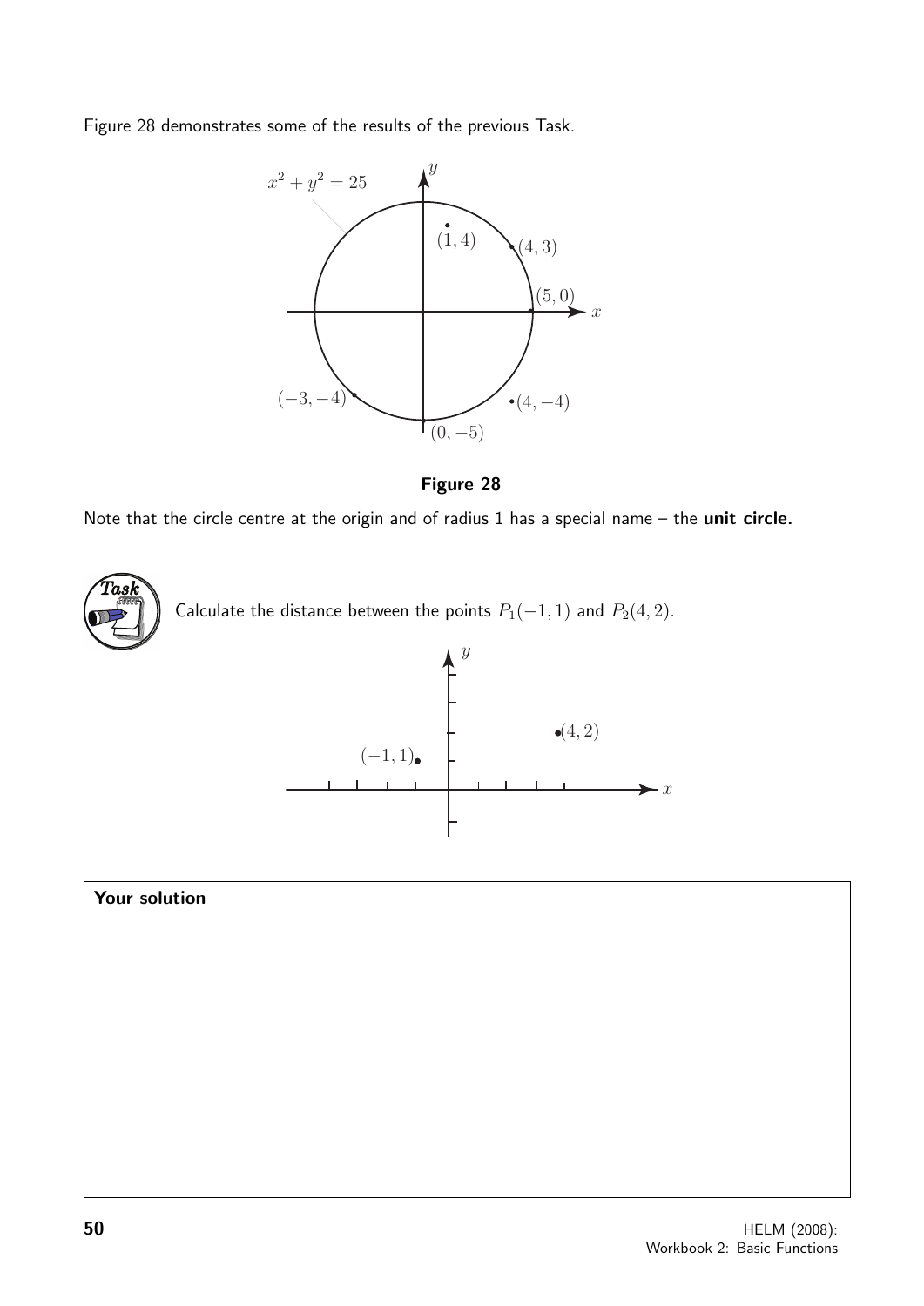Figure 28 demonstrates some of the results of the previous Task.

**Figure 28**

Note that the circle centre at the origin and of radius 1 has a special name – the **unit circle.**

**Task**

Calculate the distance between the points $P_1(-1, 1)$ and $P_2(4, 2)$.

**Your solution**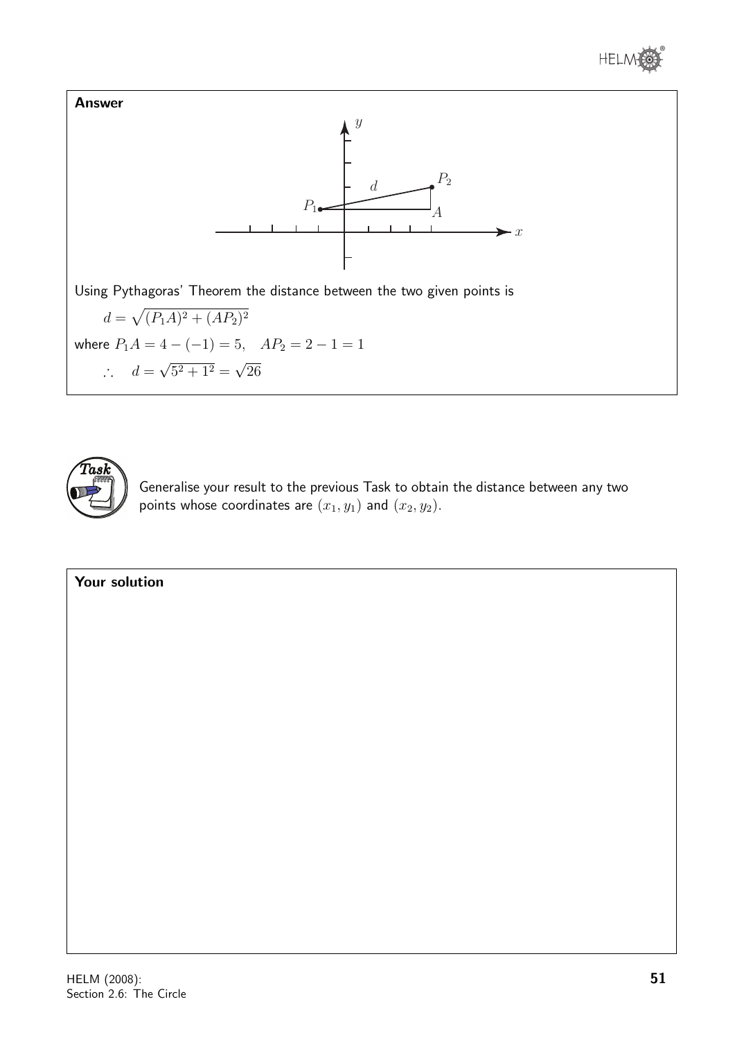**Answer**

Using Pythagoras' Theorem the distance between the two given points is

$$d = \sqrt{(P_1A)^2 + (AP_2)^2}$$

where $P_1A = 4 - (-1) = 5, \quad AP_2 = 2 - 1 = 1$

$$\therefore \quad d = \sqrt{5^2 + 1^2} = \sqrt{26}$$

**Task**

Generalise your result to the previous Task to obtain the distance between any two points whose coordinates are $(x_1, y_1)$ and $(x_2, y_2)$.

**Your solution**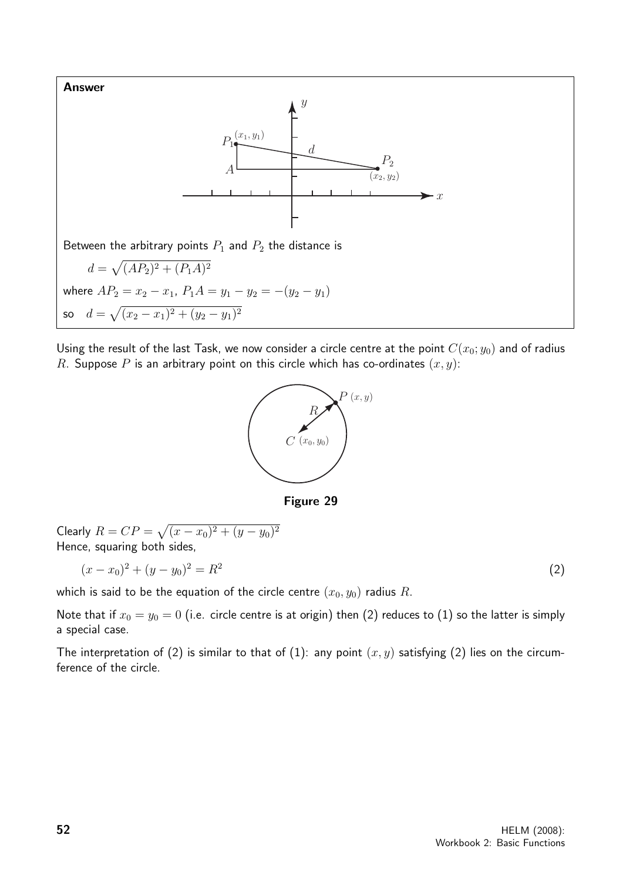**Answer**

Between the arbitrary points $P_1$ and $P_2$ the distance is

$$d = \sqrt{(AP_2)^2 + (P_1A)^2}$$

where $AP_2 = x_2 - x_1$, $P_1A = y_1 - y_2 = -(y_2 - y_1)$

so $\quad d = \sqrt{(x_2 - x_1)^2 + (y_2 - y_1)^2}$

Using the result of the last Task, we now consider a circle centre at the point $C(x_0; y_0)$ and of radius $R$. Suppose $P$ is an arbitrary point on this circle which has co-ordinates $(x, y)$:

**Figure 29**

Clearly $R = CP = \sqrt{(x - x_0)^2 + (y - y_0)^2}$
Hence, squaring both sides,

$$(x - x_0)^2 + (y - y_0)^2 = R^2 \qquad (2)$$

which is said to be the equation of the circle centre $(x_0, y_0)$ radius $R$.

Note that if $x_0 = y_0 = 0$ (i.e. circle centre is at origin) then (2) reduces to (1) so the latter is simply a special case.

The interpretation of (2) is similar to that of (1): any point $(x, y)$ satisfying (2) lies on the circumference of the circle.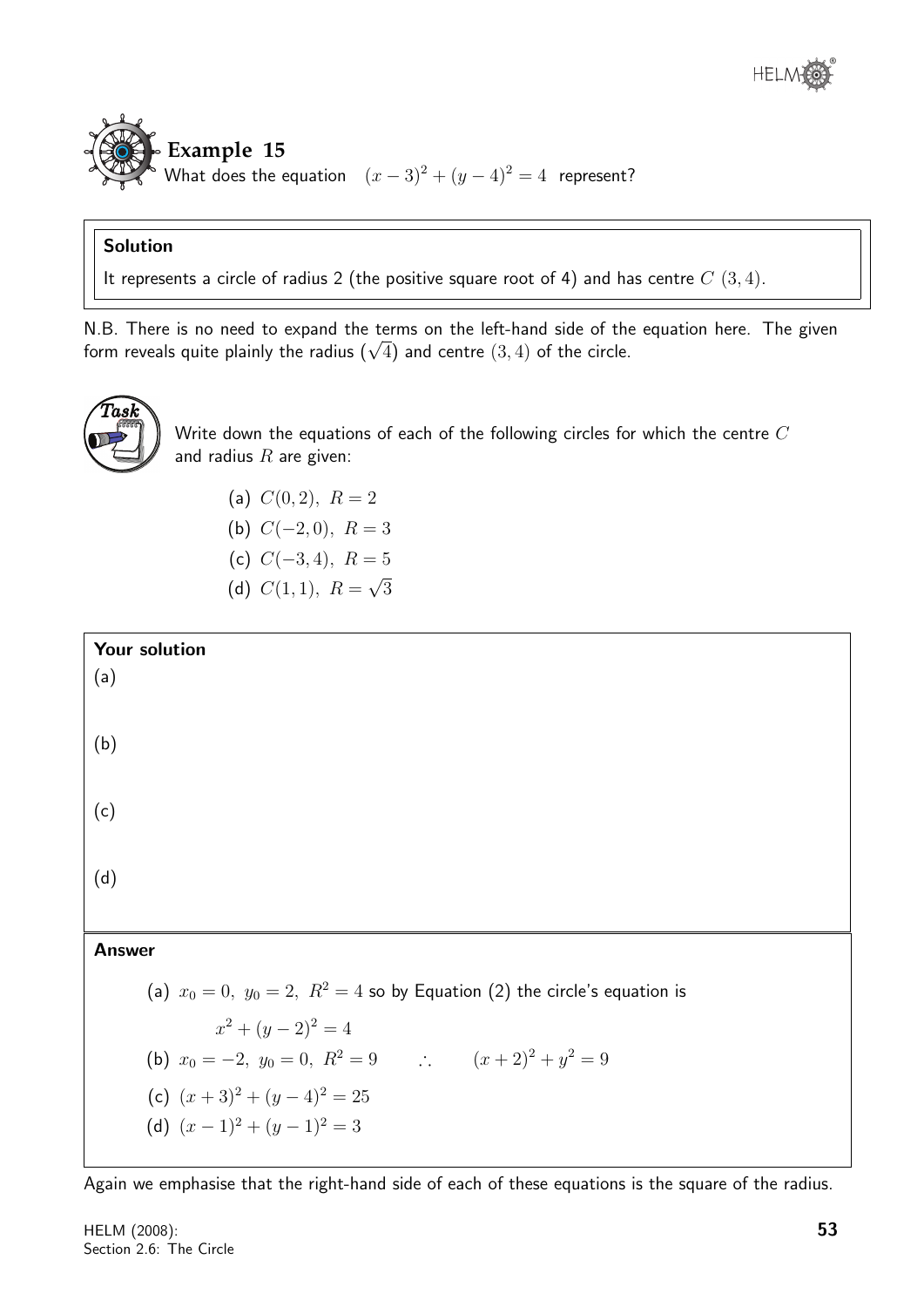## Example 15

What does the equation $(x-3)^2 + (y-4)^2 = 4$ represent?

**Solution**

It represents a circle of radius 2 (the positive square root of 4) and has centre $C\ (3, 4)$.

N.B. There is no need to expand the terms on the left-hand side of the equation here. The given form reveals quite plainly the radius ($\sqrt{4}$) and centre $(3, 4)$ of the circle.

**Task**

Write down the equations of each of the following circles for which the centre $C$ and radius $R$ are given:

(a) $C(0, 2),\ R = 2$

(b) $C(-2, 0),\ R = 3$

(c) $C(-3, 4),\ R = 5$

(d) $C(1, 1),\ R = \sqrt{3}$

**Your solution**

(a)

(b)

(c)

(d)

**Answer**

(a) $x_0 = 0,\ y_0 = 2,\ R^2 = 4$ so by Equation (2) the circle's equation is

$$x^2 + (y-2)^2 = 4$$

(b) $x_0 = -2,\ y_0 = 0,\ R^2 = 9 \qquad \therefore \qquad (x+2)^2 + y^2 = 9$

(c) $(x+3)^2 + (y-4)^2 = 25$

(d) $(x-1)^2 + (y-1)^2 = 3$

Again we emphasise that the right-hand side of each of these equations is the square of the radius.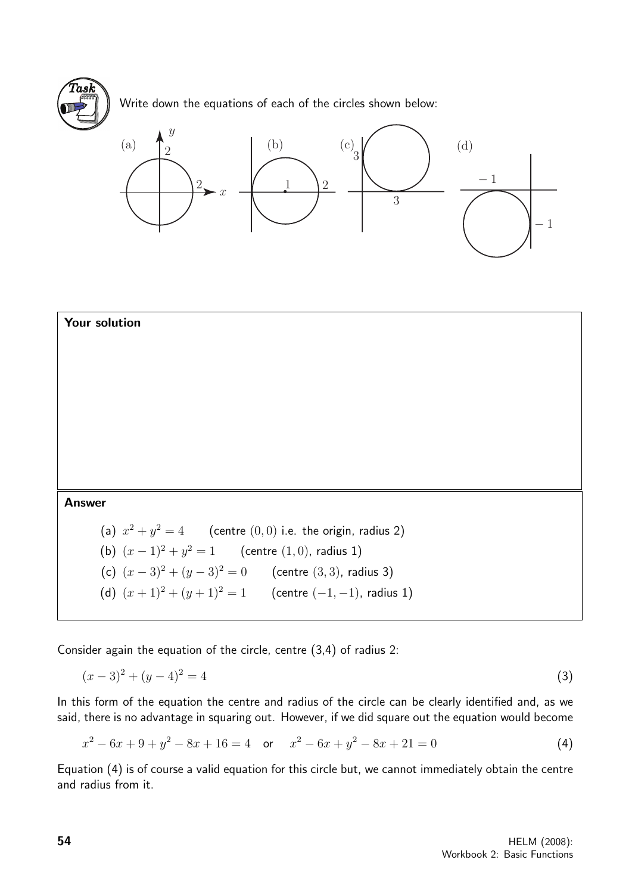**Task**

Write down the equations of each of the circles shown below:

(a) (b) (c) (d)

**Your solution**

**Answer**

(a) $x^2 + y^2 = 4$ (centre $(0, 0)$ i.e. the origin, radius 2)

(b) $(x - 1)^2 + y^2 = 1$ (centre $(1, 0)$, radius 1)

(c) $(x - 3)^2 + (y - 3)^2 = 0$ (centre $(3, 3)$, radius 3)

(d) $(x + 1)^2 + (y + 1)^2 = 1$ (centre $(-1, -1)$, radius 1)

Consider again the equation of the circle, centre (3,4) of radius 2:

$$(x - 3)^2 + (y - 4)^2 = 4 \qquad (3)$$

In this form of the equation the centre and radius of the circle can be clearly identified and, as we said, there is no advantage in squaring out. However, if we did square out the equation would become

$$x^2 - 6x + 9 + y^2 - 8x + 16 = 4 \quad \text{or} \quad x^2 - 6x + y^2 - 8x + 21 = 0 \qquad (4)$$

Equation (4) is of course a valid equation for this circle but, we cannot immediately obtain the centre and radius from it.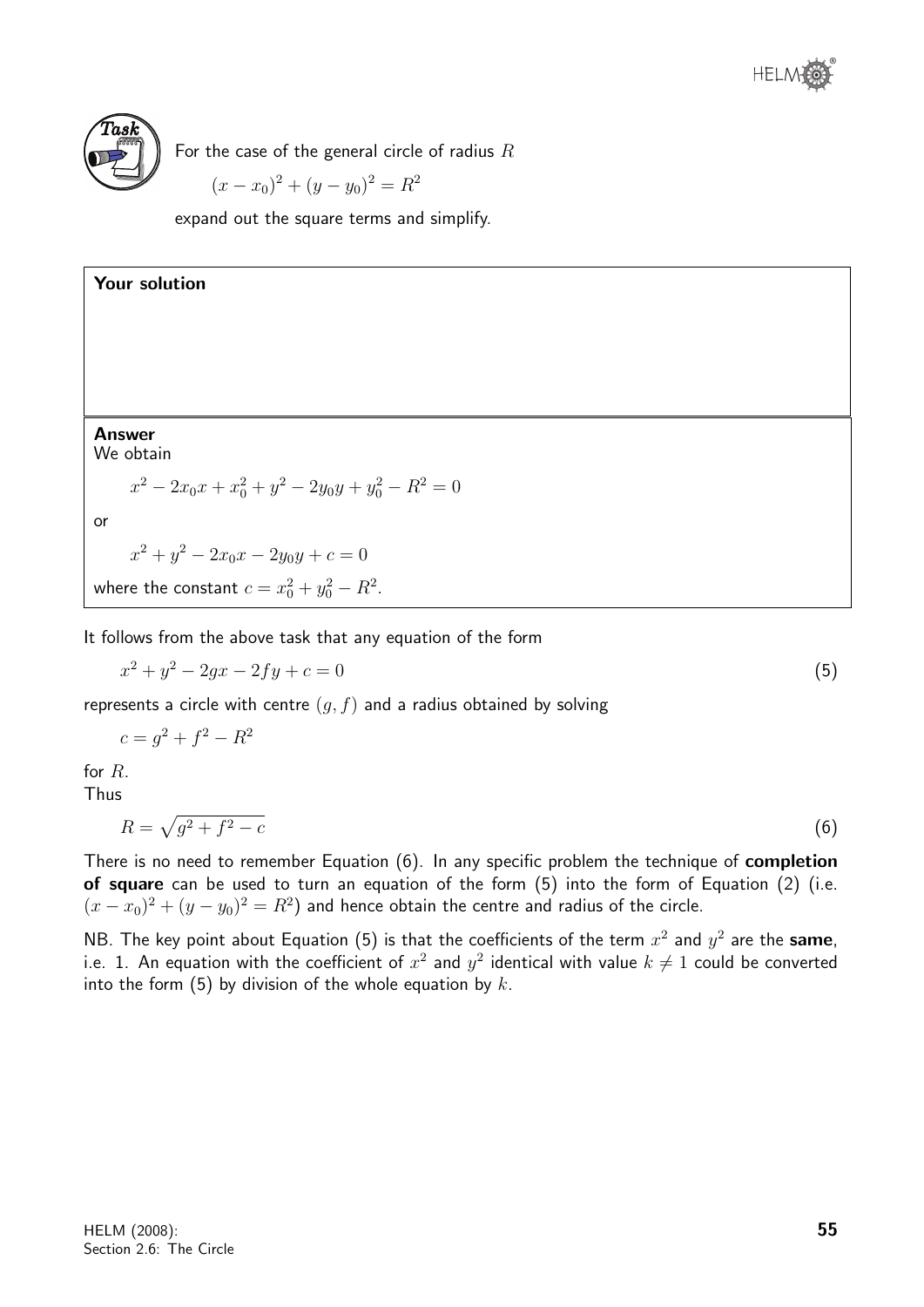**Task**

For the case of the general circle of radius $R$

$$(x - x_0)^2 + (y - y_0)^2 = R^2$$

expand out the square terms and simplify.

**Your solution**

**Answer**

We obtain

$$x^2 - 2x_0x + x_0^2 + y^2 - 2y_0y + y_0^2 - R^2 = 0$$

or

$$x^2 + y^2 - 2x_0x - 2y_0y + c = 0$$

where the constant $c = x_0^2 + y_0^2 - R^2$.

It follows from the above task that any equation of the form

$$x^2 + y^2 - 2gx - 2fy + c = 0 \qquad (5)$$

represents a circle with centre $(g, f)$ and a radius obtained by solving

$$c = g^2 + f^2 - R^2$$

for $R$.

Thus

$$R = \sqrt{g^2 + f^2 - c} \qquad (6)$$

There is no need to remember Equation (6). In any specific problem the technique of **completion of square** can be used to turn an equation of the form (5) into the form of Equation (2) (i.e. $(x - x_0)^2 + (y - y_0)^2 = R^2$) and hence obtain the centre and radius of the circle.

NB. The key point about Equation (5) is that the coefficients of the term $x^2$ and $y^2$ are the **same**, i.e. 1. An equation with the coefficient of $x^2$ and $y^2$ identical with value $k \neq 1$ could be converted into the form (5) by division of the whole equation by $k$.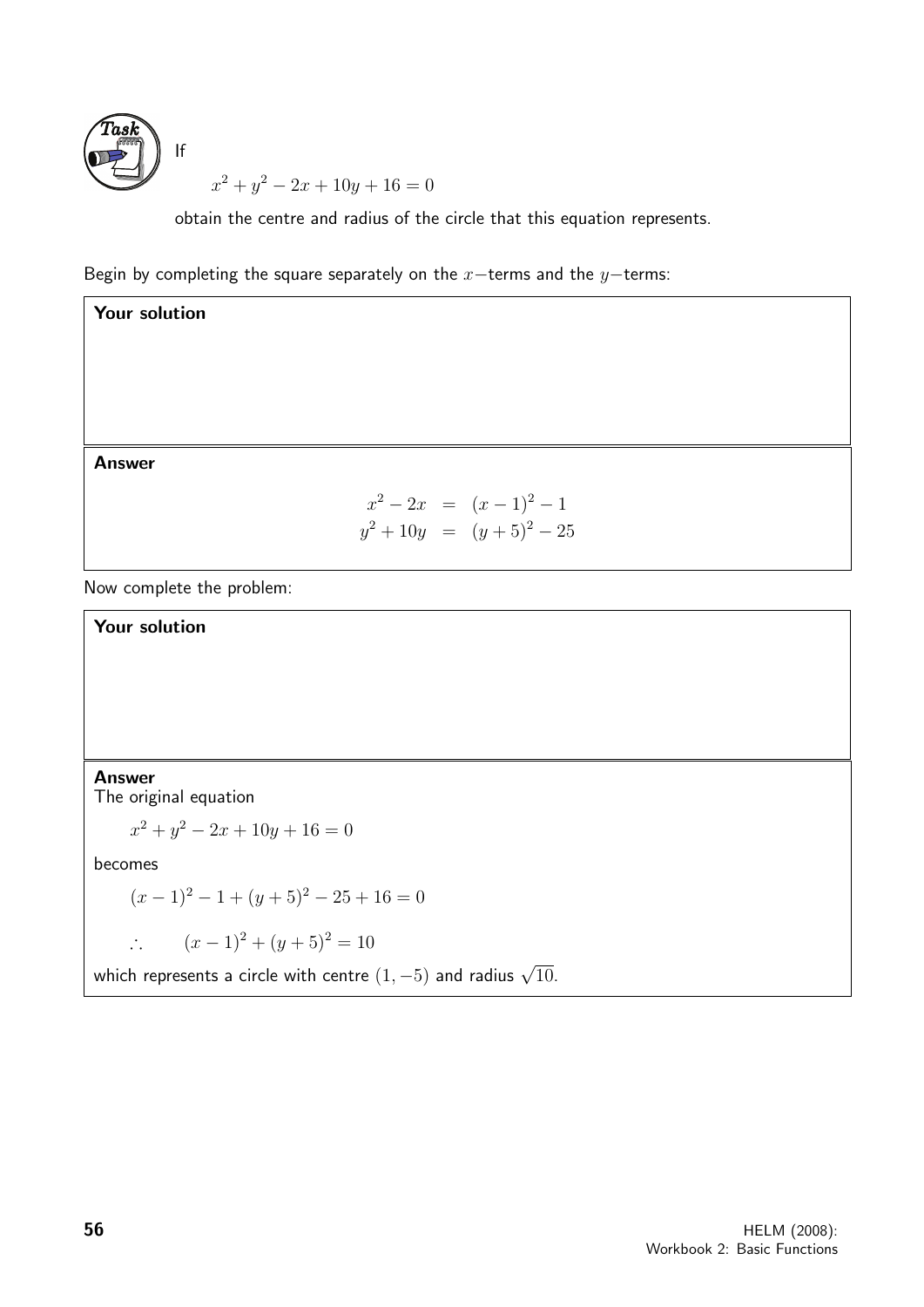**Task**

If

$$x^2 + y^2 - 2x + 10y + 16 = 0$$

obtain the centre and radius of the circle that this equation represents.

Begin by completing the square separately on the $x-$terms and the $y-$terms:

**Your solution**

**Answer**

$$\begin{aligned} x^2 - 2x &= (x-1)^2 - 1 \\ y^2 + 10y &= (y+5)^2 - 25 \end{aligned}$$

Now complete the problem:

**Your solution**

**Answer**

The original equation

$$x^2 + y^2 - 2x + 10y + 16 = 0$$

becomes

$$(x-1)^2 - 1 + (y+5)^2 - 25 + 16 = 0$$

$$\therefore \qquad (x-1)^2 + (y+5)^2 = 10$$

which represents a circle with centre $(1, -5)$ and radius $\sqrt{10}$.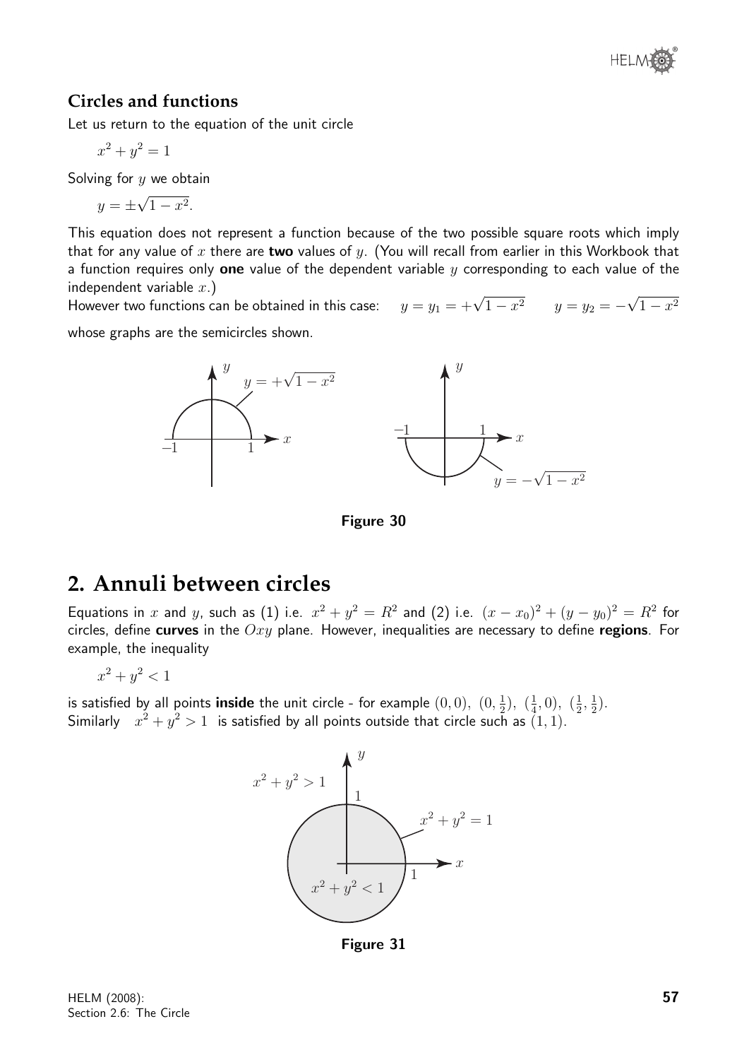### Circles and functions

Let us return to the equation of the unit circle

$$x^2 + y^2 = 1$$

Solving for $y$ we obtain

$$y = \pm\sqrt{1 - x^2}.$$

This equation does not represent a function because of the two possible square roots which imply that for any value of $x$ there are **two** values of $y$. (You will recall from earlier in this Workbook that a function requires only **one** value of the dependent variable $y$ corresponding to each value of the independent variable $x$.)

However two functions can be obtained in this case: $\quad y = y_1 = +\sqrt{1 - x^2} \qquad y = y_2 = -\sqrt{1 - x^2}$

whose graphs are the semicircles shown.

**Figure 30**

## 2. Annuli between circles

Equations in $x$ and $y$, such as (1) i.e. $x^2 + y^2 = R^2$ and (2) i.e. $(x - x_0)^2 + (y - y_0)^2 = R^2$ for circles, define **curves** in the $Oxy$ plane. However, inequalities are necessary to define **regions**. For example, the inequality

$$x^2 + y^2 < 1$$

is satisfied by all points **inside** the unit circle - for example $(0, 0),\ (0, \frac{1}{2}),\ (\frac{1}{4}, 0),\ (\frac{1}{2}, \frac{1}{2})$.
Similarly $\quad x^2 + y^2 > 1 \quad$ is satisfied by all points outside that circle such as $(1, 1)$.

**Figure 31**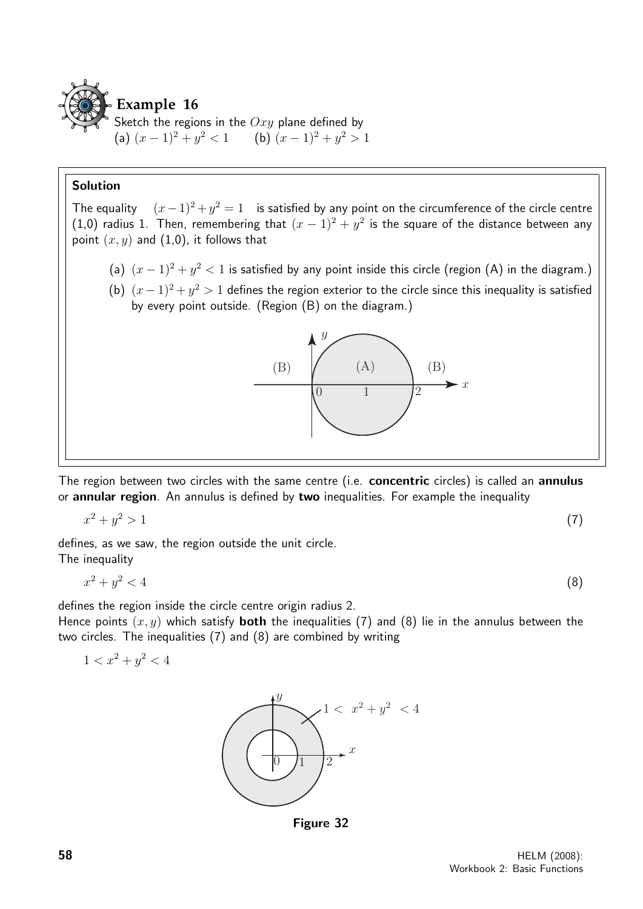## Example 16

Sketch the regions in the $Oxy$ plane defined by
(a) $(x-1)^2 + y^2 < 1$ (b) $(x-1)^2 + y^2 > 1$

**Solution**

The equality $(x-1)^2 + y^2 = 1$ is satisfied by any point on the circumference of the circle centre (1,0) radius 1. Then, remembering that $(x-1)^2 + y^2$ is the square of the distance between any point $(x, y)$ and (1,0), it follows that

(a) $(x-1)^2 + y^2 < 1$ is satisfied by any point inside this circle (region (A) in the diagram.)

(b) $(x-1)^2 + y^2 > 1$ defines the region exterior to the circle since this inequality is satisfied by every point outside. (Region (B) on the diagram.)

The region between two circles with the same centre (i.e. **concentric** circles) is called an **annulus** or **annular region**. An annulus is defined by **two** inequalities. For example the inequality

$$x^2 + y^2 > 1 \tag{7}$$

defines, as we saw, the region outside the unit circle.
The inequality

$$x^2 + y^2 < 4 \tag{8}$$

defines the region inside the circle centre origin radius 2.
Hence points $(x, y)$ which satisfy **both** the inequalities (7) and (8) lie in the annulus between the two circles. The inequalities (7) and (8) are combined by writing

$$1 < x^2 + y^2 < 4$$

**Figure 32**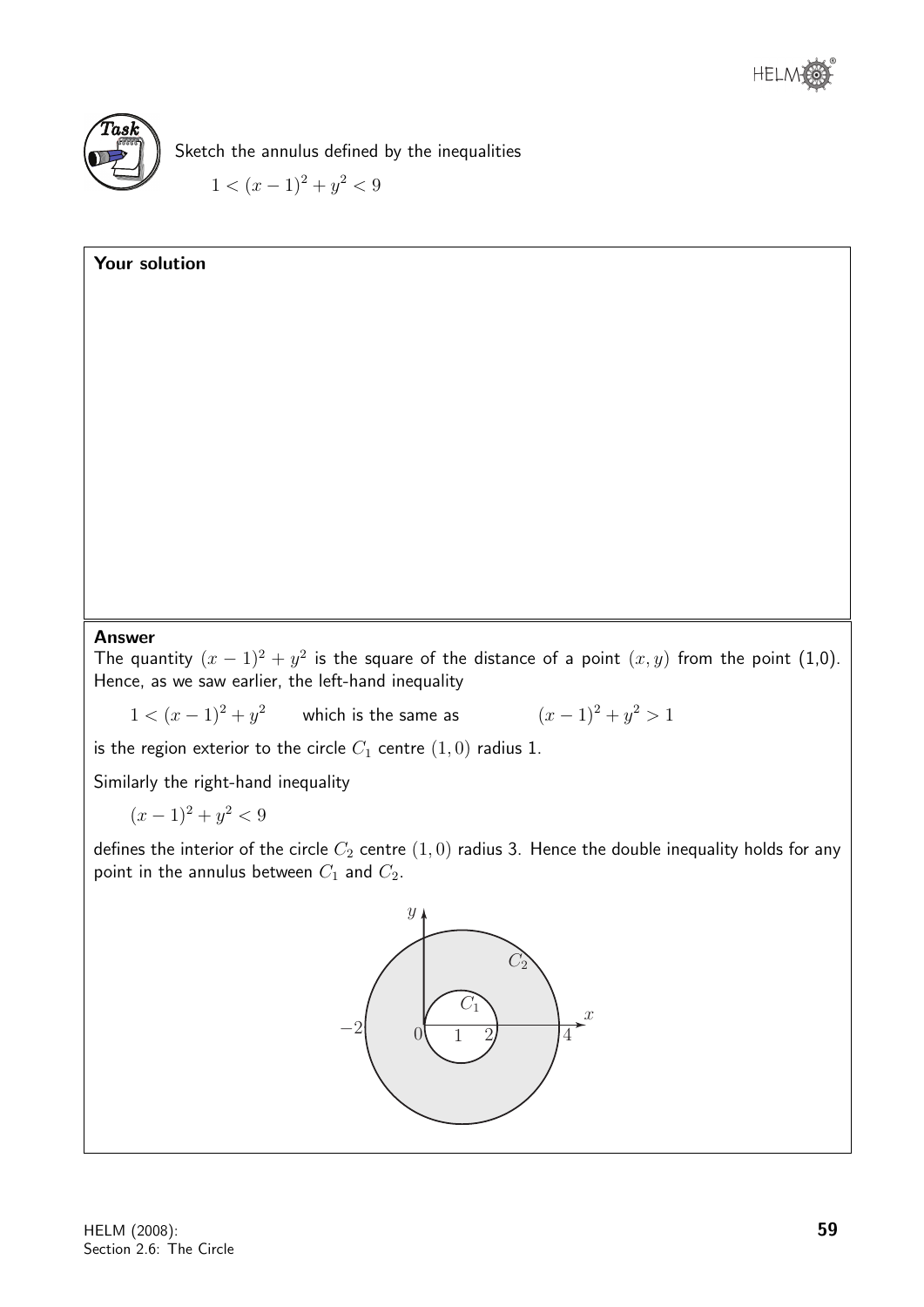**Task**

Sketch the annulus defined by the inequalities

$$1 < (x-1)^2 + y^2 < 9$$

**Your solution**

**Answer**

The quantity $(x-1)^2 + y^2$ is the square of the distance of a point $(x, y)$ from the point (1,0). Hence, as we saw earlier, the left-hand inequality

$1 < (x-1)^2 + y^2$ which is the same as $(x-1)^2 + y^2 > 1$

is the region exterior to the circle $C_1$ centre $(1, 0)$ radius 1.

Similarly the right-hand inequality

$(x-1)^2 + y^2 < 9$

defines the interior of the circle $C_2$ centre $(1, 0)$ radius 3. Hence the double inequality holds for any point in the annulus between $C_1$ and $C_2$.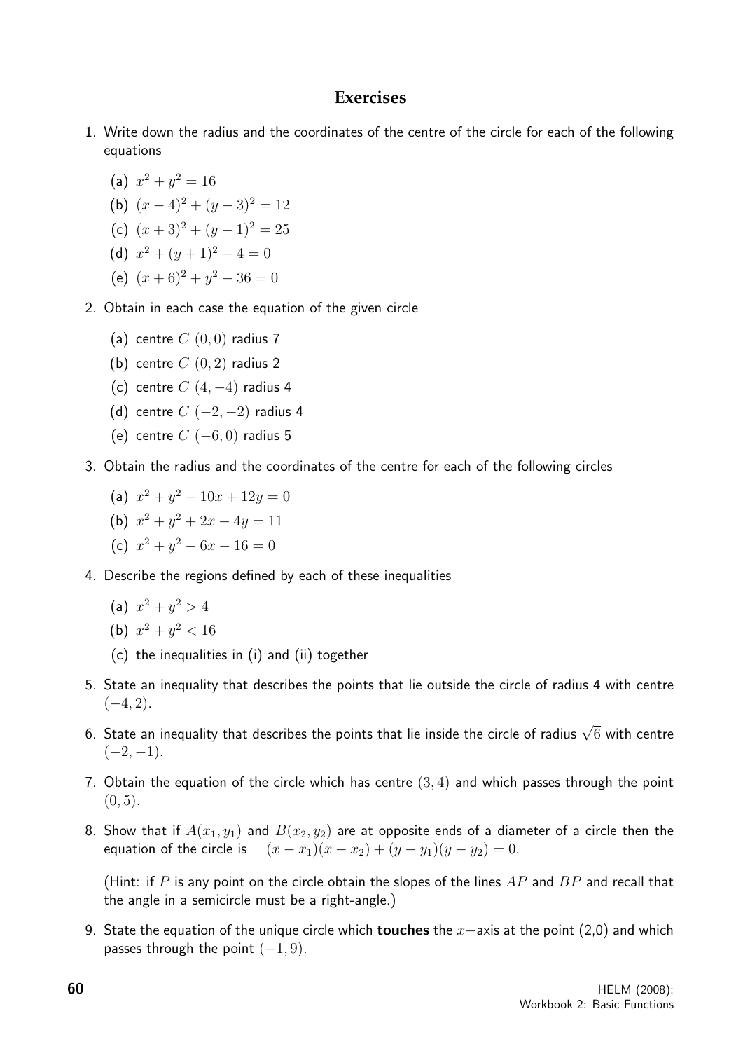# Exercises

1. Write down the radius and the coordinates of the centre of the circle for each of the following equations

   (a) $x^2 + y^2 = 16$

   (b) $(x-4)^2 + (y-3)^2 = 12$

   (c) $(x+3)^2 + (y-1)^2 = 25$

   (d) $x^2 + (y+1)^2 - 4 = 0$

   (e) $(x+6)^2 + y^2 - 36 = 0$

2. Obtain in each case the equation of the given circle

   (a) centre $C$ $(0, 0)$ radius 7

   (b) centre $C$ $(0, 2)$ radius 2

   (c) centre $C$ $(4, -4)$ radius 4

   (d) centre $C$ $(-2, -2)$ radius 4

   (e) centre $C$ $(-6, 0)$ radius 5

3. Obtain the radius and the coordinates of the centre for each of the following circles

   (a) $x^2 + y^2 - 10x + 12y = 0$

   (b) $x^2 + y^2 + 2x - 4y = 11$

   (c) $x^2 + y^2 - 6x - 16 = 0$

4. Describe the regions defined by each of these inequalities

   (a) $x^2 + y^2 > 4$

   (b) $x^2 + y^2 < 16$

   (c) the inequalities in (i) and (ii) together

5. State an inequality that describes the points that lie outside the circle of radius 4 with centre $(-4, 2)$.

6. State an inequality that describes the points that lie inside the circle of radius $\sqrt{6}$ with centre $(-2, -1)$.

7. Obtain the equation of the circle which has centre $(3, 4)$ and which passes through the point $(0, 5)$.

8. Show that if $A(x_1, y_1)$ and $B(x_2, y_2)$ are at opposite ends of a diameter of a circle then the equation of the circle is $\quad (x - x_1)(x - x_2) + (y - y_1)(y - y_2) = 0.$

   (Hint: if $P$ is any point on the circle obtain the slopes of the lines $AP$ and $BP$ and recall that the angle in a semicircle must be a right-angle.)

9. State the equation of the unique circle which **touches** the $x-$axis at the point (2,0) and which passes through the point $(-1, 9)$.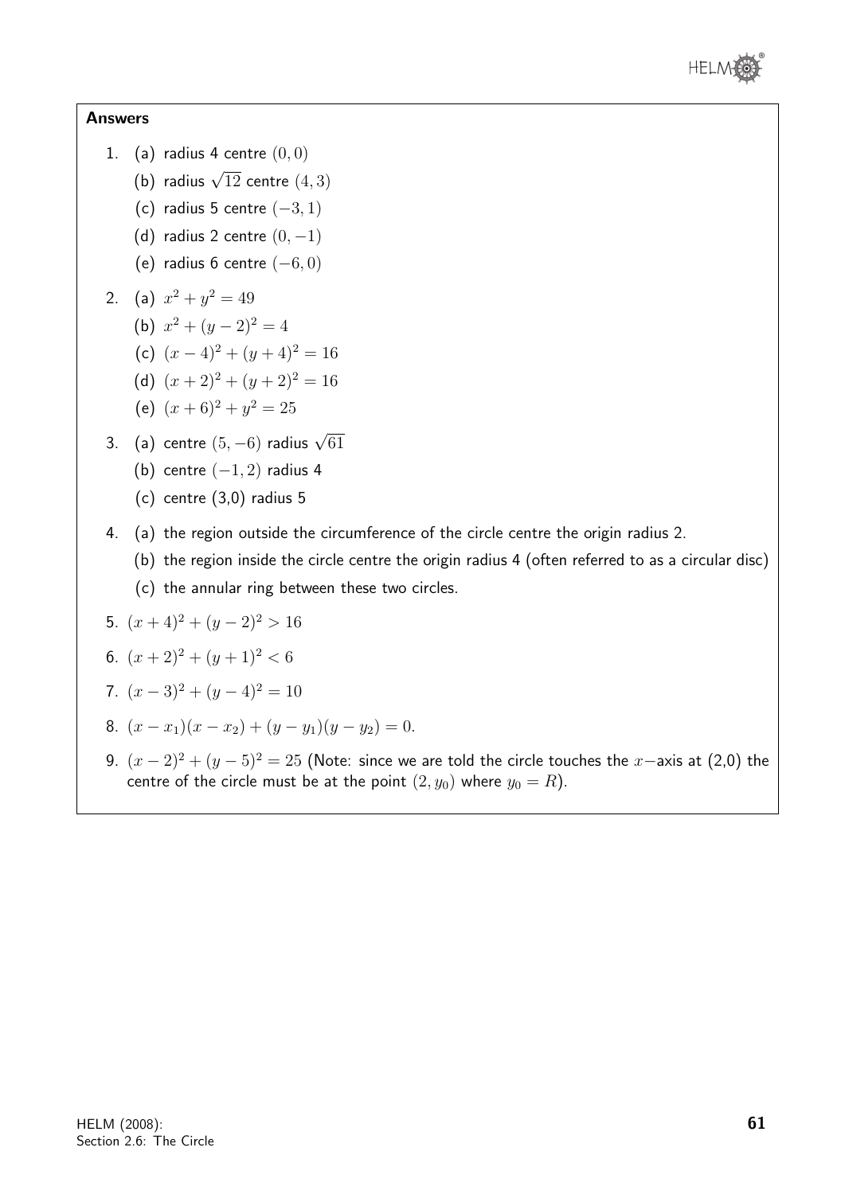**Answers**

1. (a) radius 4 centre $(0, 0)$
   (b) radius $\sqrt{12}$ centre $(4, 3)$
   (c) radius 5 centre $(-3, 1)$
   (d) radius 2 centre $(0, -1)$
   (e) radius 6 centre $(-6, 0)$

2. (a) $x^2 + y^2 = 49$
   (b) $x^2 + (y - 2)^2 = 4$
   (c) $(x - 4)^2 + (y + 4)^2 = 16$
   (d) $(x + 2)^2 + (y + 2)^2 = 16$
   (e) $(x + 6)^2 + y^2 = 25$

3. (a) centre $(5, -6)$ radius $\sqrt{61}$
   (b) centre $(-1, 2)$ radius 4
   (c) centre (3,0) radius 5

4. (a) the region outside the circumference of the circle centre the origin radius 2.
   (b) the region inside the circle centre the origin radius 4 (often referred to as a circular disc)
   (c) the annular ring between these two circles.

5. $(x + 4)^2 + (y - 2)^2 > 16$

6. $(x + 2)^2 + (y + 1)^2 < 6$

7. $(x - 3)^2 + (y - 4)^2 = 10$

8. $(x - x_1)(x - x_2) + (y - y_1)(y - y_2) = 0.$

9. $(x - 2)^2 + (y - 5)^2 = 25$ (Note: since we are told the circle touches the $x-$axis at (2,0) the centre of the circle must be at the point $(2, y_0)$ where $y_0 = R$).